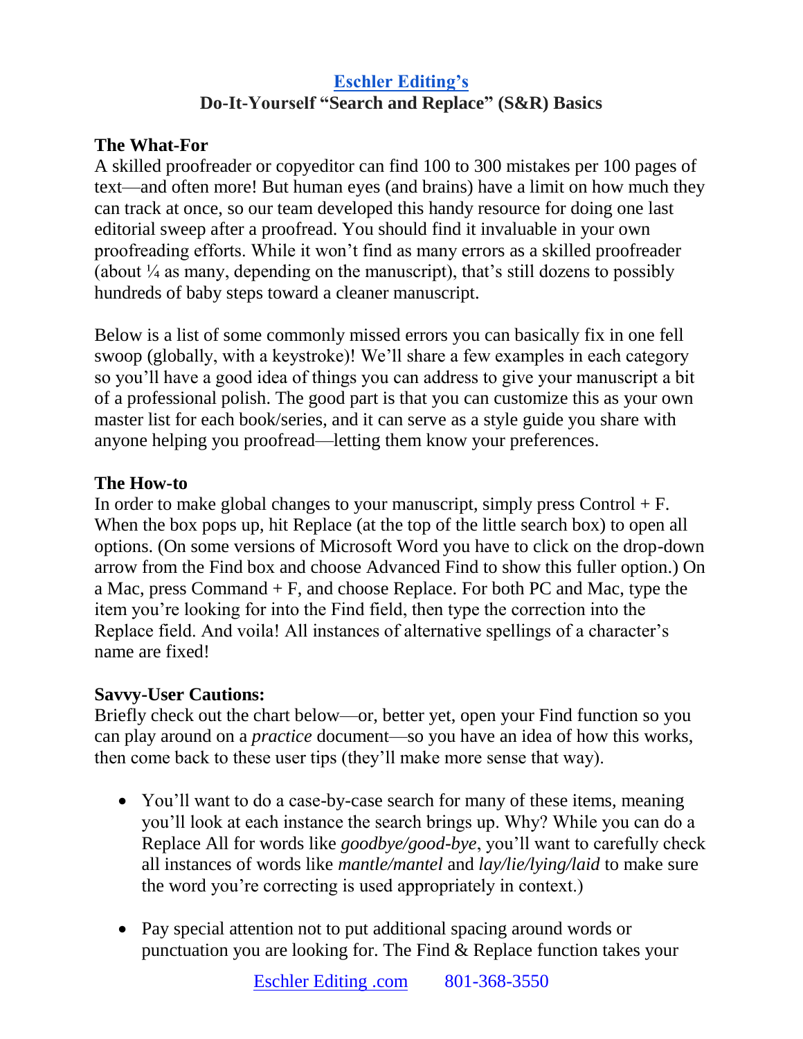# [Eschler Editing's](#)

## Do-It-Yourself "Search and Replace" (S&R) Basics

**The What-For**

A skilled proofreader or copyeditor can find 100 to 300 mistakes per 100 pages of text—and often more! But human eyes (and brains) have a limit on how much they can track at once, so our team developed this handy resource for doing one last editorial sweep after a proofread. You should find it invaluable in your own proofreading efforts. While it won't find as many errors as a skilled proofreader (about ¼ as many, depending on the manuscript), that's still dozens to possibly hundreds of baby steps toward a cleaner manuscript.

Below is a list of some commonly missed errors you can basically fix in one fell swoop (globally, with a keystroke)! We'll share a few examples in each category so you'll have a good idea of things you can address to give your manuscript a bit of a professional polish. The good part is that you can customize this as your own master list for each book/series, and it can serve as a style guide you share with anyone helping you proofread—letting them know your preferences.

**The How-to**

In order to make global changes to your manuscript, simply press Control + F. When the box pops up, hit Replace (at the top of the little search box) to open all options. (On some versions of Microsoft Word you have to click on the drop-down arrow from the Find box and choose Advanced Find to show this fuller option.) On a Mac, press Command + F, and choose Replace. For both PC and Mac, type the item you're looking for into the Find field, then type the correction into the Replace field. And voila! All instances of alternative spellings of a character's name are fixed!

**Savvy-User Cautions:**

Briefly check out the chart below—or, better yet, open your Find function so you can play around on a *practice* document—so you have an idea of how this works, then come back to these user tips (they'll make more sense that way).

- You'll want to do a case-by-case search for many of these items, meaning you'll look at each instance the search brings up. Why? While you can do a Replace All for words like *goodbye/good-bye*, you'll want to carefully check all instances of words like *mantle/mantel* and *lay/lie/lying/laid* to make sure the word you're correcting is used appropriately in context.)

- Pay special attention not to put additional spacing around words or punctuation you are looking for. The Find & Replace function takes your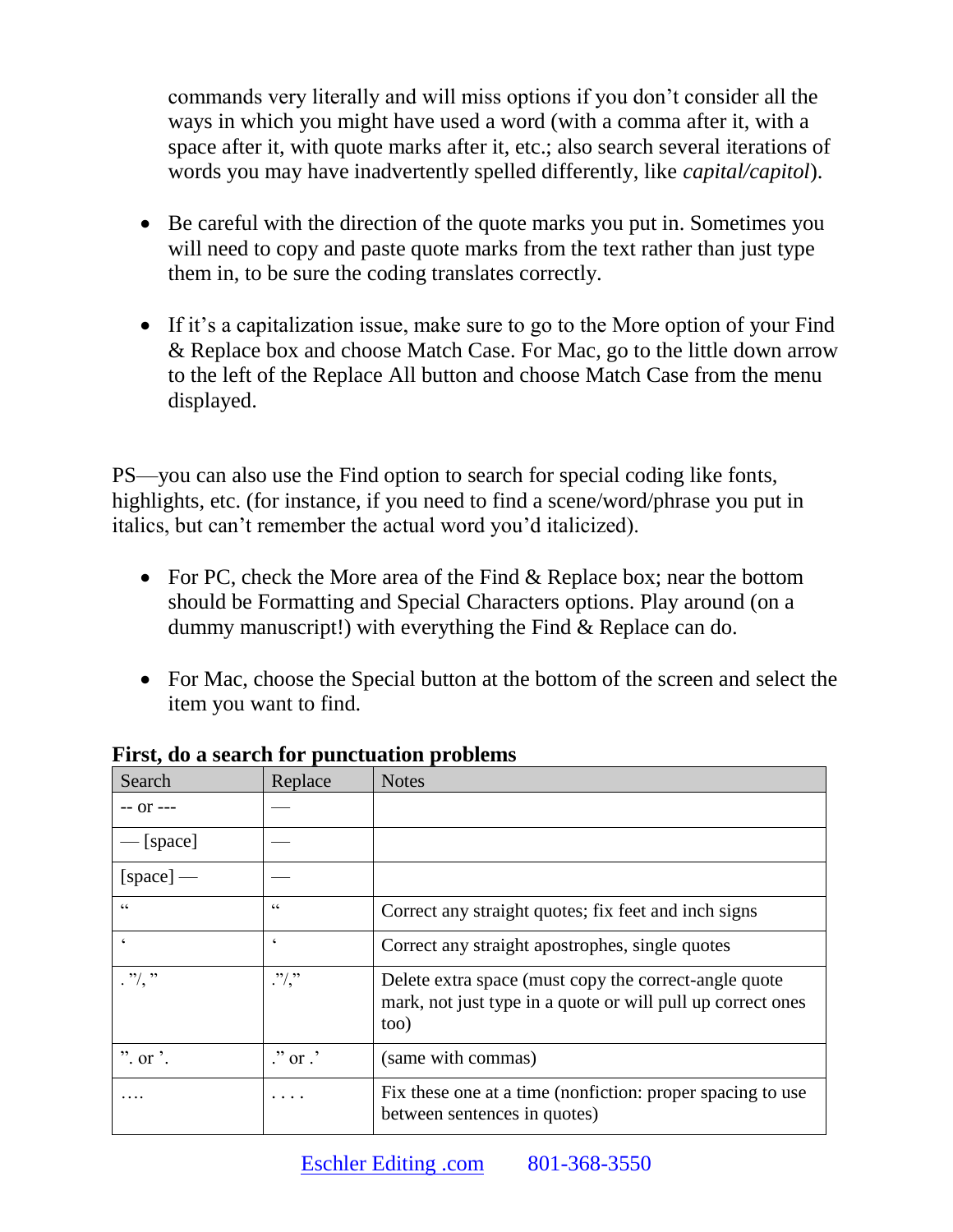commands very literally and will miss options if you don't consider all the ways in which you might have used a word (with a comma after it, with a space after it, with quote marks after it, etc.; also search several iterations of words you may have inadvertently spelled differently, like *capital/capitol*).

- Be careful with the direction of the quote marks you put in. Sometimes you will need to copy and paste quote marks from the text rather than just type them in, to be sure the coding translates correctly.

- If it's a capitalization issue, make sure to go to the More option of your Find & Replace box and choose Match Case. For Mac, go to the little down arrow to the left of the Replace All button and choose Match Case from the menu displayed.

PS—you can also use the Find option to search for special coding like fonts, highlights, etc. (for instance, if you need to find a scene/word/phrase you put in italics, but can't remember the actual word you'd italicized).

- For PC, check the More area of the Find & Replace box; near the bottom should be Formatting and Special Characters options. Play around (on a dummy manuscript!) with everything the Find & Replace can do.

- For Mac, choose the Special button at the bottom of the screen and select the item you want to find.

**First, do a search for punctuation problems**

| Search | Replace | Notes |
| --- | --- | --- |
| -- or --- | — | |
| — [space] | — | |
| [space] — | — | |
| " | " | Correct any straight quotes; fix feet and inch signs |
| ' | ' | Correct any straight apostrophes, single quotes |
| . "/, " | ."/," | Delete extra space (must copy the correct-angle quote mark, not just type in a quote or will pull up correct ones too) |
| ". or '. | ." or .' | (same with commas) |
| …. | . . . . | Fix these one at a time (nonfiction: proper spacing to use between sentences in quotes) |

Eschler Editing .com 801-368-3550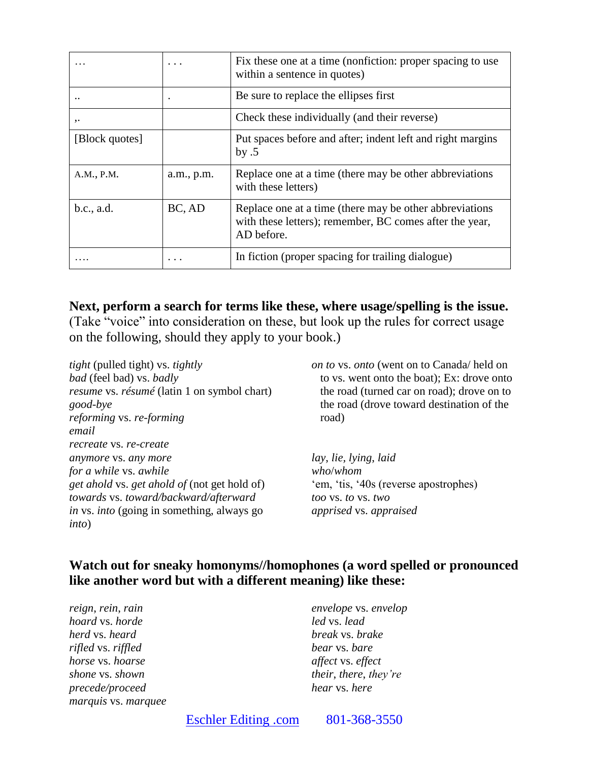| … | . . . | Fix these one at a time (nonfiction: proper spacing to use within a sentence in quotes) |
|---|---|---|
| .. | . | Be sure to replace the ellipses first |
| ,. | | Check these individually (and their reverse) |
| [Block quotes] | | Put spaces before and after; indent left and right margins by .5 |
| A.M., P.M. | a.m., p.m. | Replace one at a time (there may be other abbreviations with these letters) |
| b.c., a.d. | BC, AD | Replace one at a time (there may be other abbreviations with these letters); remember, BC comes after the year, AD before. |
| …. | . . . | In fiction (proper spacing for trailing dialogue) |

**Next, perform a search for terms like these, where usage/spelling is the issue.** (Take "voice" into consideration on these, but look up the rules for correct usage on the following, should they apply to your book.)

*tight* (pulled tight) vs. *tightly*
*bad* (feel bad) vs. *badly*
*resume* vs. *résumé* (latin 1 on symbol chart)
*good-bye*
*reforming* vs. *re-forming*
*email*
*recreate* vs. *re-create*
*anymore* vs. *any more*
*for a while* vs. *awhile*
*get ahold* vs. *get ahold of* (not get hold of)
*towards* vs. *toward/backward/afterward*
*in* vs. *into* (going in something, always go *into*)

*on to* vs. *onto* (went on to Canada/ held on to vs. went onto the boat); Ex: drove onto the road (turned car on road); drove on to the road (drove toward destination of the road)

*lay*, *lie*, *lying*, *laid*
*who*/*whom*
'em, 'tis, '40s (reverse apostrophes)
*too* vs. *to* vs. *two*
*apprised* vs. *appraised*

**Watch out for sneaky homonyms//homophones (a word spelled or pronounced like another word but with a different meaning) like these:**

*reign*, *rein*, *rain*
*hoard* vs. *horde*
*herd* vs. *heard*
*rifled* vs. *riffled*
*horse* vs. *hoarse*
*shone* vs. *shown*
*precede/proceed*
*marquis* vs. *marquee*
*envelope* vs. *envelop*
*led* vs. *lead*
*break* vs. *brake*
*bear* vs. *bare*
*affect* vs. *effect*
*their*, *there*, *they're*
*hear* vs. *here*

Eschler Editing .com 801-368-3550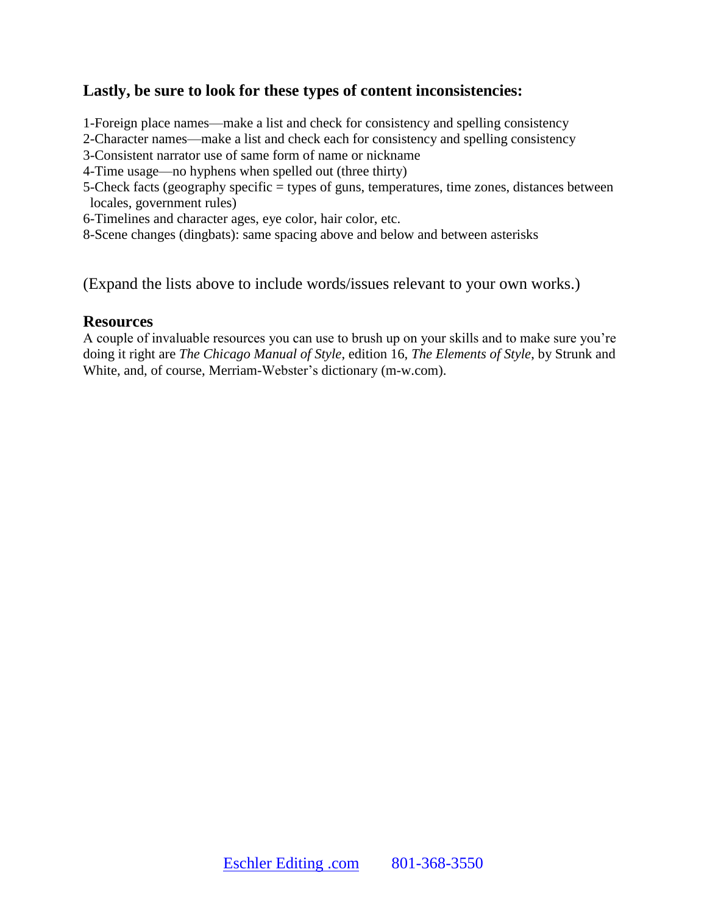### Lastly, be sure to look for these types of content inconsistencies:

1-Foreign place names—make a list and check for consistency and spelling consistency
2-Character names—make a list and check each for consistency and spelling consistency
3-Consistent narrator use of same form of name or nickname
4-Time usage—no hyphens when spelled out (three thirty)
5-Check facts (geography specific = types of guns, temperatures, time zones, distances between locales, government rules)
6-Timelines and character ages, eye color, hair color, etc.
8-Scene changes (dingbats): same spacing above and below and between asterisks

(Expand the lists above to include words/issues relevant to your own works.)

### Resources

A couple of invaluable resources you can use to brush up on your skills and to make sure you're doing it right are *The Chicago Manual of Style*, edition 16, *The Elements of Style*, by Strunk and White, and, of course, Merriam-Webster's dictionary (m-w.com).

Eschler Editing .com 801-368-3550